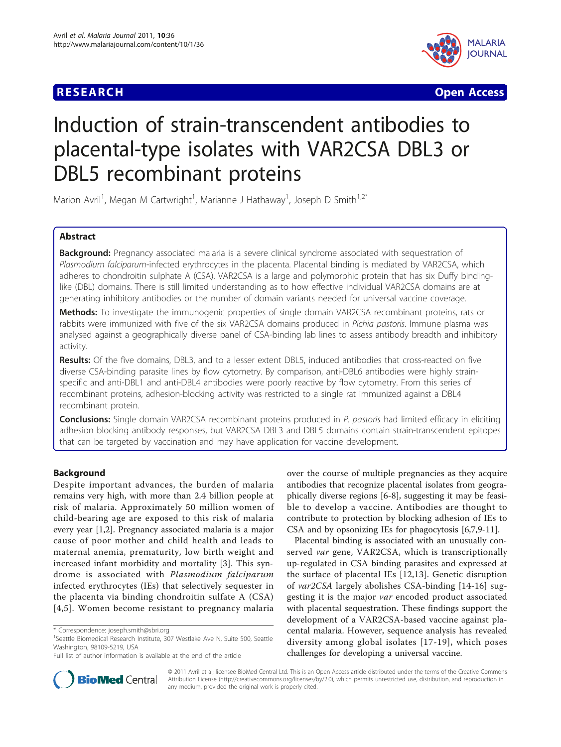**RESEARCH** **Open Access**

# Induction of strain-transcendent antibodies to placental-type isolates with VAR2CSA DBL3 or DBL5 recombinant proteins

Marion Avril[1], Megan M Cartwright[1], Marianne J Hathaway[1], Joseph D Smith[1,2*]

## Abstract

**Background:** Pregnancy associated malaria is a severe clinical syndrome associated with sequestration of *Plasmodium falciparum*-infected erythrocytes in the placenta. Placental binding is mediated by VAR2CSA, which adheres to chondroitin sulphate A (CSA). VAR2CSA is a large and polymorphic protein that has six Duffy binding-like (DBL) domains. There is still limited understanding as to how effective individual VAR2CSA domains are at generating inhibitory antibodies or the number of domain variants needed for universal vaccine coverage.

**Methods:** To investigate the immunogenic properties of single domain VAR2CSA recombinant proteins, rats or rabbits were immunized with five of the six VAR2CSA domains produced in *Pichia pastoris*. Immune plasma was analysed against a geographically diverse panel of CSA-binding lab lines to assess antibody breadth and inhibitory activity.

**Results:** Of the five domains, DBL3, and to a lesser extent DBL5, induced antibodies that cross-reacted on five diverse CSA-binding parasite lines by flow cytometry. By comparison, anti-DBL6 antibodies were highly strain-specific and anti-DBL1 and anti-DBL4 antibodies were poorly reactive by flow cytometry. From this series of recombinant proteins, adhesion-blocking activity was restricted to a single rat immunized against a DBL4 recombinant protein.

**Conclusions:** Single domain VAR2CSA recombinant proteins produced in *P. pastoris* had limited efficacy in eliciting adhesion blocking antibody responses, but VAR2CSA DBL3 and DBL5 domains contain strain-transcendent epitopes that can be targeted by vaccination and may have application for vaccine development.

## Background

Despite important advances, the burden of malaria remains very high, with more than 2.4 billion people at risk of malaria. Approximately 50 million women of child-bearing age are exposed to this risk of malaria every year [1,2]. Pregnancy associated malaria is a major cause of poor mother and child health and leads to maternal anemia, prematurity, low birth weight and increased infant morbidity and mortality [3]. This syndrome is associated with *Plasmodium falciparum* infected erythrocytes (IEs) that selectively sequester in the placenta via binding chondroitin sulfate A (CSA) [4,5]. Women become resistant to pregnancy malaria over the course of multiple pregnancies as they acquire antibodies that recognize placental isolates from geographically diverse regions [6-8], suggesting it may be feasible to develop a vaccine. Antibodies are thought to contribute to protection by blocking adhesion of IEs to CSA and by opsonizing IEs for phagocytosis [6,7,9-11].

Placental binding is associated with an unusually conserved *var* gene, VAR2CSA, which is transcriptionally up-regulated in CSA binding parasites and expressed at the surface of placental IEs [12,13]. Genetic disruption of *var2CSA* largely abolishes CSA-binding [14-16] suggesting it is the major *var* encoded product associated with placental sequestration. These findings support the development of a VAR2CSA-based vaccine against placental malaria. However, sequence analysis has revealed diversity among global isolates [17-19], which poses challenges for developing a universal vaccine.

\* Correspondence: joseph.smith@sbri.org
[1]Seattle Biomedical Research Institute, 307 Westlake Ave N, Suite 500, Seattle Washington, 98109-5219, USA
Full list of author information is available at the end of the article

© 2011 Avril et al; licensee BioMed Central Ltd. This is an Open Access article distributed under the terms of the Creative Commons Attribution License (http://creativecommons.org/licenses/by/2.0), which permits unrestricted use, distribution, and reproduction in any medium, provided the original work is properly cited.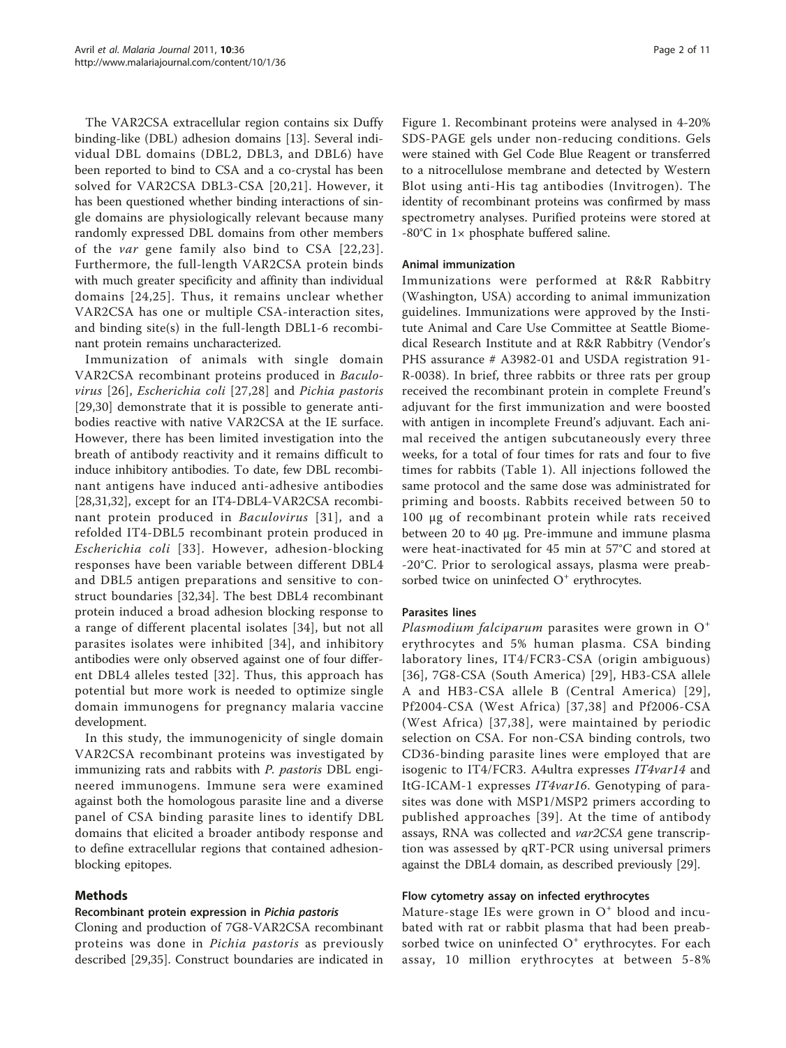The VAR2CSA extracellular region contains six Duffy binding-like (DBL) adhesion domains [13]. Several individual DBL domains (DBL2, DBL3, and DBL6) have been reported to bind to CSA and a co-crystal has been solved for VAR2CSA DBL3-CSA [20,21]. However, it has been questioned whether binding interactions of single domains are physiologically relevant because many randomly expressed DBL domains from other members of the *var* gene family also bind to CSA [22,23]. Furthermore, the full-length VAR2CSA protein binds with much greater specificity and affinity than individual domains [24,25]. Thus, it remains unclear whether VAR2CSA has one or multiple CSA-interaction sites, and binding site(s) in the full-length DBL1-6 recombinant protein remains uncharacterized.

Immunization of animals with single domain VAR2CSA recombinant proteins produced in *Baculovirus* [26], *Escherichia coli* [27,28] and *Pichia pastoris* [29,30] demonstrate that it is possible to generate antibodies reactive with native VAR2CSA at the IE surface. However, there has been limited investigation into the breath of antibody reactivity and it remains difficult to induce inhibitory antibodies. To date, few DBL recombinant antigens have induced anti-adhesive antibodies [28,31,32], except for an IT4-DBL4-VAR2CSA recombinant protein produced in *Baculovirus* [31], and a refolded IT4-DBL5 recombinant protein produced in *Escherichia coli* [33]. However, adhesion-blocking responses have been variable between different DBL4 and DBL5 antigen preparations and sensitive to construct boundaries [32,34]. The best DBL4 recombinant protein induced a broad adhesion blocking response to a range of different placental isolates [34], but not all parasites isolates were inhibited [34], and inhibitory antibodies were only observed against one of four different DBL4 alleles tested [32]. Thus, this approach has potential but more work is needed to optimize single domain immunogens for pregnancy malaria vaccine development.

In this study, the immunogenicity of single domain VAR2CSA recombinant proteins was investigated by immunizing rats and rabbits with *P. pastoris* DBL engineered immunogens. Immune sera were examined against both the homologous parasite line and a diverse panel of CSA binding parasite lines to identify DBL domains that elicited a broader antibody response and to define extracellular regions that contained adhesion-blocking epitopes.

## Methods

### Recombinant protein expression in *Pichia pastoris*

Cloning and production of 7G8-VAR2CSA recombinant proteins was done in *Pichia pastoris* as previously described [29,35]. Construct boundaries are indicated in Figure 1. Recombinant proteins were analysed in 4-20% SDS-PAGE gels under non-reducing conditions. Gels were stained with Gel Code Blue Reagent or transferred to a nitrocellulose membrane and detected by Western Blot using anti-His tag antibodies (Invitrogen). The identity of recombinant proteins was confirmed by mass spectrometry analyses. Purified proteins were stored at -80°C in 1× phosphate buffered saline.

### Animal immunization

Immunizations were performed at R&R Rabbitry (Washington, USA) according to animal immunization guidelines. Immunizations were approved by the Institute Animal and Care Use Committee at Seattle Biomedical Research Institute and at R&R Rabbitry (Vendor's PHS assurance # A3982-01 and USDA registration 91-R-0038). In brief, three rabbits or three rats per group received the recombinant protein in complete Freund's adjuvant for the first immunization and were boosted with antigen in incomplete Freund's adjuvant. Each animal received the antigen subcutaneously every three weeks, for a total of four times for rats and four to five times for rabbits (Table 1). All injections followed the same protocol and the same dose was administrated for priming and boosts. Rabbits received between 50 to 100 μg of recombinant protein while rats received between 20 to 40 μg. Pre-immune and immune plasma were heat-inactivated for 45 min at 57°C and stored at -20°C. Prior to serological assays, plasma were preabsorbed twice on uninfected O+ erythrocytes.

### Parasites lines

*Plasmodium falciparum* parasites were grown in O+ erythrocytes and 5% human plasma. CSA binding laboratory lines, IT4/FCR3-CSA (origin ambiguous) [36], 7G8-CSA (South America) [29], HB3-CSA allele A and HB3-CSA allele B (Central America) [29], Pf2004-CSA (West Africa) [37,38] and Pf2006-CSA (West Africa) [37,38], were maintained by periodic selection on CSA. For non-CSA binding controls, two CD36-binding parasite lines were employed that are isogenic to IT4/FCR3. A4ultra expresses *IT4var14* and ItG-ICAM-1 expresses *IT4var16*. Genotyping of parasites was done with MSP1/MSP2 primers according to published approaches [39]. At the time of antibody assays, RNA was collected and *var2CSA* gene transcription was assessed by qRT-PCR using universal primers against the DBL4 domain, as described previously [29].

### Flow cytometry assay on infected erythrocytes

Mature-stage IEs were grown in O+ blood and incubated with rat or rabbit plasma that had been preabsorbed twice on uninfected O+ erythrocytes. For each assay, 10 million erythrocytes at between 5-8%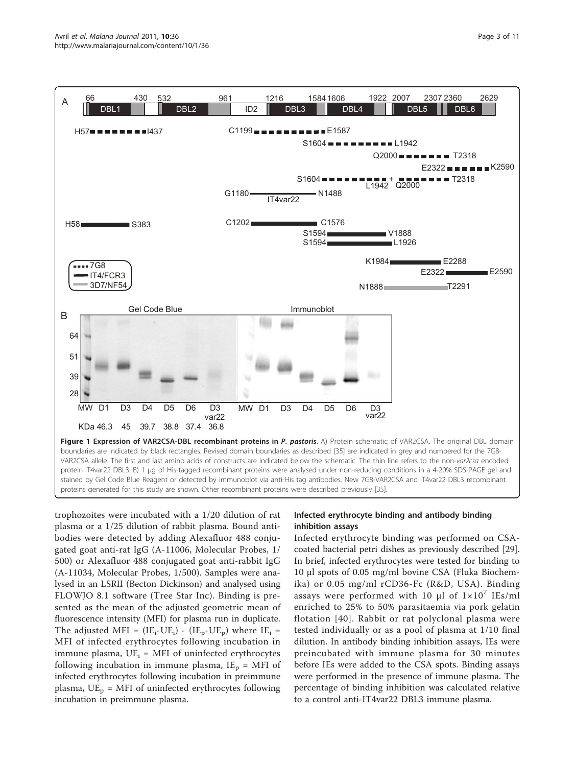**Figure 1 Expression of VAR2CSA-DBL recombinant proteins in *P. pastoris***. A) Protein schematic of VAR2CSA. The original DBL domain boundaries are indicated by black rectangles. Revised domain boundaries as described [35] are indicated in grey and numbered for the 7G8-VAR2CSA allele. The first and last amino acids of constructs are indicated below the schematic. The thin line refers to the non-*var2csa* encoded protein IT4var22 DBL3. B) 1 µg of His-tagged recombinant proteins were analysed under non-reducing conditions in a 4-20% SDS-PAGE gel and stained by Gel Code Blue Reagent or detected by immunoblot via anti-His tag antibodies. New 7G8-VAR2CSA and IT4var22 DBL3 recombinant proteins generated for this study are shown. Other recombinant proteins were described previously [35].

trophozoites were incubated with a 1/20 dilution of rat plasma or a 1/25 dilution of rabbit plasma. Bound antibodies were detected by adding Alexafluor 488 conjugated goat anti-rat IgG (A-11006, Molecular Probes, 1/500) or Alexafluor 488 conjugated goat anti-rabbit IgG (A-11034, Molecular Probes, 1/500). Samples were analysed in an LSRII (Becton Dickinson) and analysed using FLOWJO 8.1 software (Tree Star Inc). Binding is presented as the mean of the adjusted geometric mean of fluorescence intensity (MFI) for plasma run in duplicate. The adjusted MFI = $(IE_i\text{-}UE_i)$ - $(IE_p\text{-}UE_p)$ where $IE_i$ = MFI of infected erythrocytes following incubation in immune plasma, $UE_i$ = MFI of uninfected erythrocytes following incubation in immune plasma, $IE_p$ = MFI of infected erythrocytes following incubation in preimmune plasma, $UE_p$ = MFI of uninfected erythrocytes following incubation in preimmune plasma.

### Infected erythrocyte binding and antibody binding inhibition assays

Infected erythrocyte binding was performed on CSA-coated bacterial petri dishes as previously described [29]. In brief, infected erythrocytes were tested for binding to 10 µl spots of 0.05 mg/ml bovine CSA (Fluka Biochemika) or 0.05 mg/ml rCD36-Fc (R&D, USA). Binding assays were performed with 10 µl of $1\times10^7$ IEs/ml enriched to 25% to 50% parasitaemia via pork gelatin flotation [40]. Rabbit or rat polyclonal plasma were tested individually or as a pool of plasma at 1/10 final dilution. In antibody binding inhibition assays, IEs were preincubated with immune plasma for 30 minutes before IEs were added to the CSA spots. Binding assays were performed in the presence of immune plasma. The percentage of binding inhibition was calculated relative to a control anti-IT4var22 DBL3 immune plasma.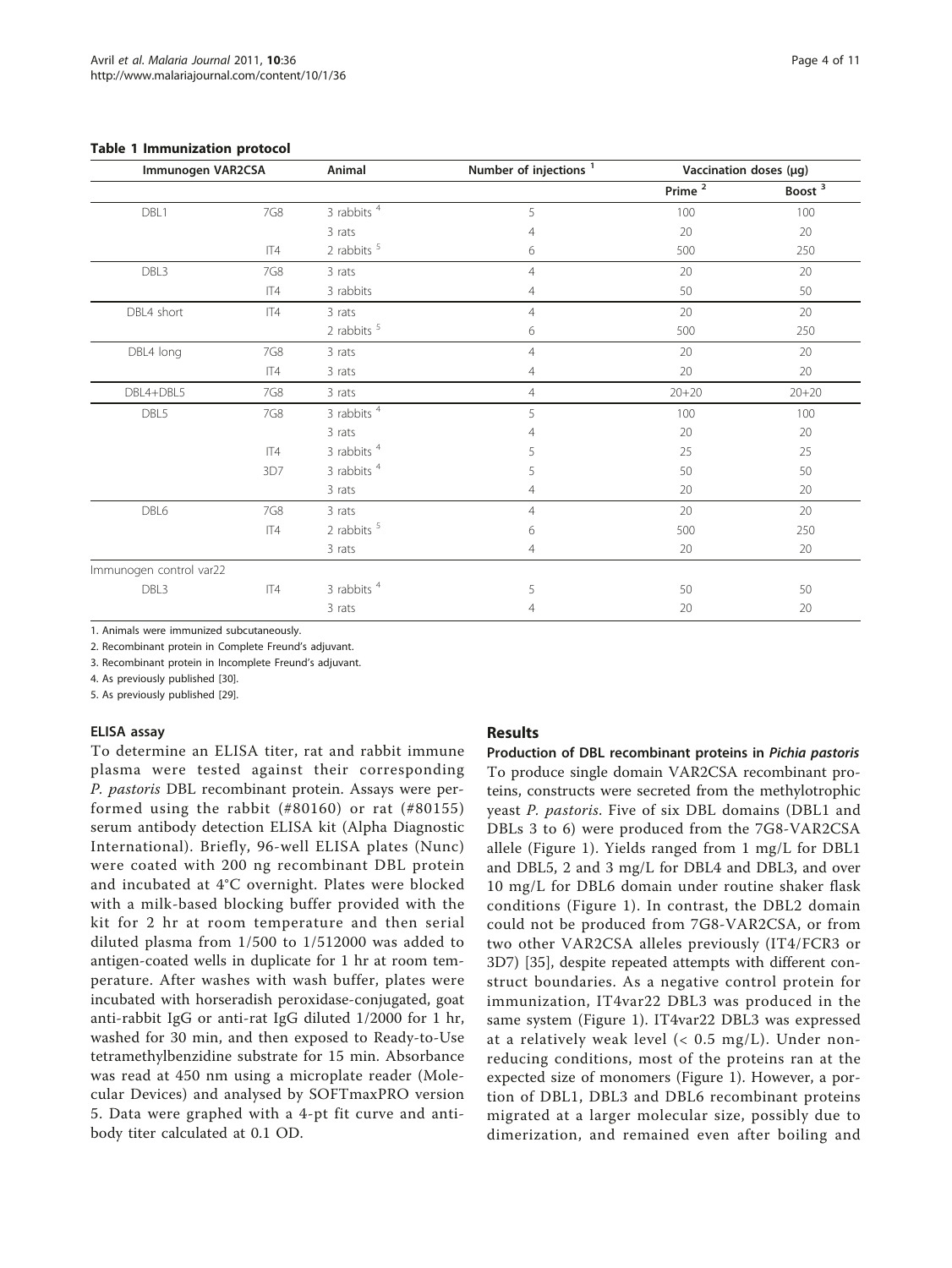**Table 1 Immunization protocol**

| Immunogen VAR2CSA | | Animal | Number of injections [1] | Vaccination doses (μg) | |
|---|---|---|---|---|---|
| | | | | Prime [2] | Boost [3] |
| DBL1 | 7G8 | 3 rabbits [4] | 5 | 100 | 100 |
| | | 3 rats | 4 | 20 | 20 |
| | IT4 | 2 rabbits [5] | 6 | 500 | 250 |
| DBL3 | 7G8 | 3 rats | 4 | 20 | 20 |
| | IT4 | 3 rabbits | 4 | 50 | 50 |
| DBL4 short | IT4 | 3 rats | 4 | 20 | 20 |
| | | 2 rabbits [5] | 6 | 500 | 250 |
| DBL4 long | 7G8 | 3 rats | 4 | 20 | 20 |
| | IT4 | 3 rats | 4 | 20 | 20 |
| DBL4+DBL5 | 7G8 | 3 rats | 4 | 20+20 | 20+20 |
| DBL5 | 7G8 | 3 rabbits [4] | 5 | 100 | 100 |
| | | 3 rats | 4 | 20 | 20 |
| | IT4 | 3 rabbits [4] | 5 | 25 | 25 |
| | 3D7 | 3 rabbits [4] | 5 | 50 | 50 |
| | | 3 rats | 4 | 20 | 20 |
| DBL6 | 7G8 | 3 rats | 4 | 20 | 20 |
| | IT4 | 2 rabbits [5] | 6 | 500 | 250 |
| | | 3 rats | 4 | 20 | 20 |
| Immunogen control var22 | | | | | |
| DBL3 | IT4 | 3 rabbits [4] | 5 | 50 | 50 |
| | | 3 rats | 4 | 20 | 20 |

1. Animals were immunized subcutaneously.
2. Recombinant protein in Complete Freund's adjuvant.
3. Recombinant protein in Incomplete Freund's adjuvant.
4. As previously published [30].
5. As previously published [29].

#### ELISA assay

To determine an ELISA titer, rat and rabbit immune plasma were tested against their corresponding *P. pastoris* DBL recombinant protein. Assays were performed using the rabbit (#80160) or rat (#80155) serum antibody detection ELISA kit (Alpha Diagnostic International). Briefly, 96-well ELISA plates (Nunc) were coated with 200 ng recombinant DBL protein and incubated at 4°C overnight. Plates were blocked with a milk-based blocking buffer provided with the kit for 2 hr at room temperature and then serial diluted plasma from 1/500 to 1/512000 was added to antigen-coated wells in duplicate for 1 hr at room temperature. After washes with wash buffer, plates were incubated with horseradish peroxidase-conjugated, goat anti-rabbit IgG or anti-rat IgG diluted 1/2000 for 1 hr, washed for 30 min, and then exposed to Ready-to-Use tetramethylbenzidine substrate for 15 min. Absorbance was read at 450 nm using a microplate reader (Molecular Devices) and analysed by SOFTmaxPRO version 5. Data were graphed with a 4-pt fit curve and antibody titer calculated at 0.1 OD.

## Results

#### Production of DBL recombinant proteins in *Pichia pastoris*

To produce single domain VAR2CSA recombinant proteins, constructs were secreted from the methylotrophic yeast *P. pastoris*. Five of six DBL domains (DBL1 and DBLs 3 to 6) were produced from the 7G8-VAR2CSA allele (Figure 1). Yields ranged from 1 mg/L for DBL1 and DBL5, 2 and 3 mg/L for DBL4 and DBL3, and over 10 mg/L for DBL6 domain under routine shaker flask conditions (Figure 1). In contrast, the DBL2 domain could not be produced from 7G8-VAR2CSA, or from two other VAR2CSA alleles previously (IT4/FCR3 or 3D7) [35], despite repeated attempts with different construct boundaries. As a negative control protein for immunization, IT4var22 DBL3 was produced in the same system (Figure 1). IT4var22 DBL3 was expressed at a relatively weak level (< 0.5 mg/L). Under non-reducing conditions, most of the proteins ran at the expected size of monomers (Figure 1). However, a portion of DBL1, DBL3 and DBL6 recombinant proteins migrated at a larger molecular size, possibly due to dimerization, and remained even after boiling and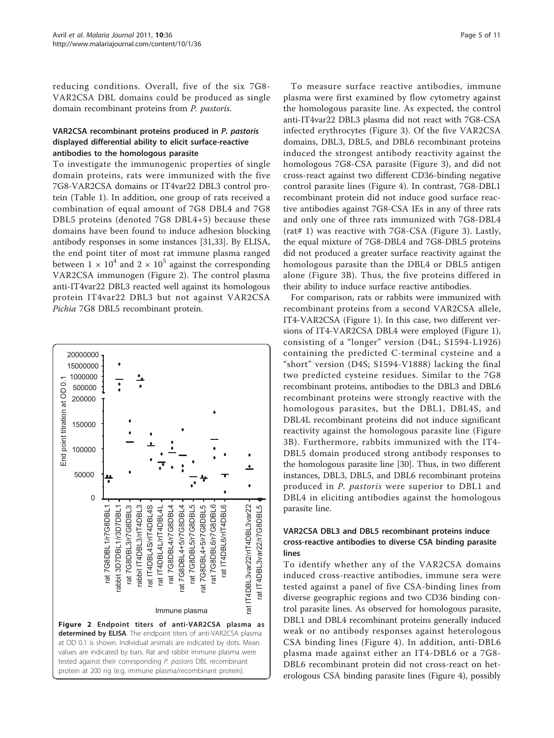reducing conditions. Overall, five of the six 7G8-VAR2CSA DBL domains could be produced as single domain recombinant proteins from *P. pastoris*.

### VAR2CSA recombinant proteins produced in *P. pastoris* displayed differential ability to elicit surface-reactive antibodies to the homologous parasite

To investigate the immunogenic properties of single domain proteins, rats were immunized with the five 7G8-VAR2CSA domains or IT4var22 DBL3 control protein (Table 1). In addition, one group of rats received a combination of equal amount of 7G8 DBL4 and 7G8 DBL5 proteins (denoted 7G8 DBL4+5) because these domains have been found to induce adhesion blocking antibody responses in some instances [31,33]. By ELISA, the end point titer of most rat immune plasma ranged between $1 \times 10^4$ and $2 \times 10^5$ against the corresponding VAR2CSA immunogen (Figure 2). The control plasma anti-IT4var22 DBL3 reacted well against its homologous protein IT4var22 DBL3 but not against VAR2CSA *Pichia* 7G8 DBL5 recombinant protein.

**Figure 2 Endpoint titers of anti-VAR2CSA plasma as determined by ELISA**. The endpoint titers of anti-VAR2CSA plasma at OD 0.1 is shown. Individual animals are indicated by dots. Mean values are indicated by bars. Rat and rabbit immune plasma were tested against their corresponding *P. pastoris* DBL recombinant protein at 200 ng (e.g. immune plasma/recombinant protein).

To measure surface reactive antibodies, immune plasma were first examined by flow cytometry against the homologous parasite line. As expected, the control anti-IT4var22 DBL3 plasma did not react with 7G8-CSA infected erythrocytes (Figure 3). Of the five VAR2CSA domains, DBL3, DBL5, and DBL6 recombinant proteins induced the strongest antibody reactivity against the homologous 7G8-CSA parasite (Figure 3), and did not cross-react against two different CD36-binding negative control parasite lines (Figure 4). In contrast, 7G8-DBL1 recombinant protein did not induce good surface reactive antibodies against 7G8-CSA IEs in any of three rats and only one of three rats immunized with 7G8-DBL4 (rat# 1) was reactive with 7G8-CSA (Figure 3). Lastly, the equal mixture of 7G8-DBL4 and 7G8-DBL5 proteins did not produced a greater surface reactivity against the homologous parasite than the DBL4 or DBL5 antigen alone (Figure 3B). Thus, the five proteins differed in their ability to induce surface reactive antibodies.

For comparison, rats or rabbits were immunized with recombinant proteins from a second VAR2CSA allele, IT4-VAR2CSA (Figure 1). In this case, two different versions of IT4-VAR2CSA DBL4 were employed (Figure 1), consisting of a "longer" version (D4L; S1594-L1926) containing the predicted C-terminal cysteine and a "short" version (D4S; S1594-V1888) lacking the final two predicted cysteine residues. Similar to the 7G8 recombinant proteins, antibodies to the DBL3 and DBL6 recombinant proteins were strongly reactive with the homologous parasites, but the DBL1, DBL4S, and DBL4L recombinant proteins did not induce significant reactivity against the homologous parasite line (Figure 3B). Furthermore, rabbits immunized with the IT4-DBL5 domain produced strong antibody responses to the homologous parasite line [30]. Thus, in two different instances, DBL3, DBL5, and DBL6 recombinant proteins produced in *P. pastoris* were superior to DBL1 and DBL4 in eliciting antibodies against the homologous parasite line.

### VAR2CSA DBL3 and DBL5 recombinant proteins induce cross-reactive antibodies to diverse CSA binding parasite lines

To identify whether any of the VAR2CSA domains induced cross-reactive antibodies, immune sera were tested against a panel of five CSA-binding lines from diverse geographic regions and two CD36 binding control parasite lines. As observed for homologous parasite, DBL1 and DBL4 recombinant proteins generally induced weak or no antibody responses against heterologous CSA binding lines (Figure 4). In addition, anti-DBL6 plasma made against either an IT4-DBL6 or a 7G8-DBL6 recombinant protein did not cross-react on heterologous CSA binding parasite lines (Figure 4), possibly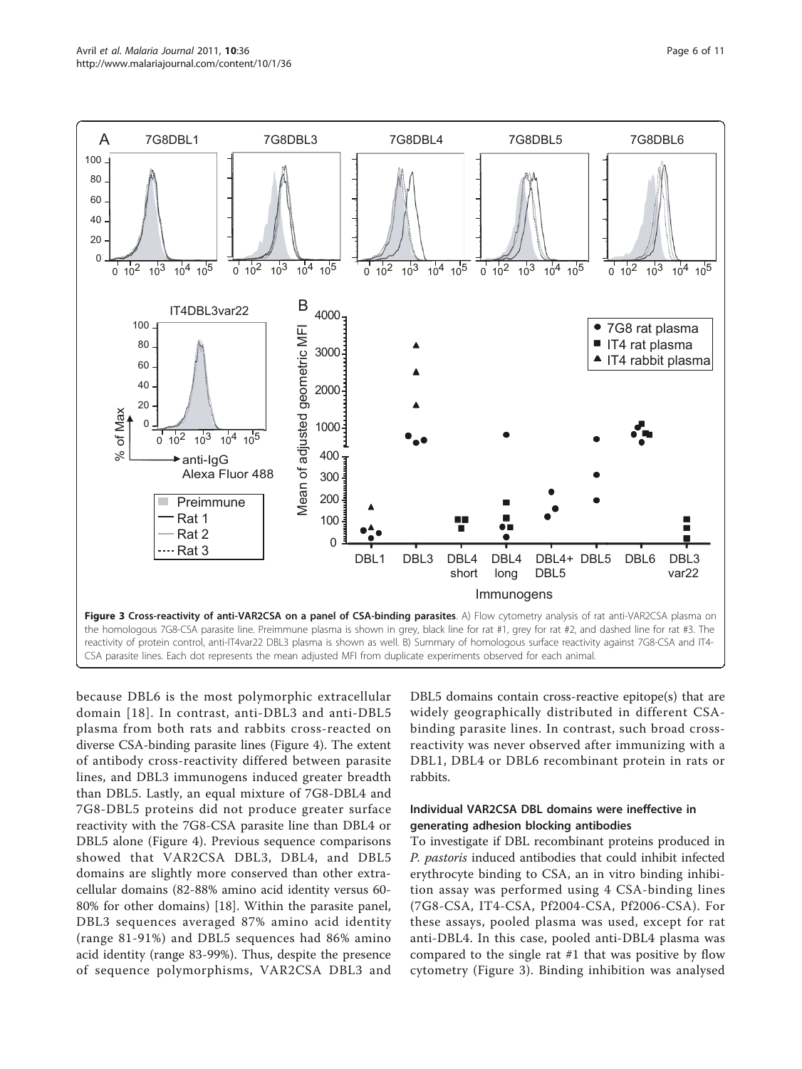Figure 3 Cross-reactivity of anti-VAR2CSA on a panel of CSA-binding parasites. A) Flow cytometry analysis of rat anti-VAR2CSA plasma on the homologous 7G8-CSA parasite line. Preimmune plasma is shown in grey, black line for rat #1, grey for rat #2, and dashed line for rat #3. The reactivity of protein control, anti-IT4var22 DBL3 plasma is shown as well. B) Summary of homologous surface reactivity against 7G8-CSA and IT4-CSA parasite lines. Each dot represents the mean adjusted MFI from duplicate experiments observed for each animal.

because DBL6 is the most polymorphic extracellular domain [18]. In contrast, anti-DBL3 and anti-DBL5 plasma from both rats and rabbits cross-reacted on diverse CSA-binding parasite lines (Figure 4). The extent of antibody cross-reactivity differed between parasite lines, and DBL3 immunogens induced greater breadth than DBL5. Lastly, an equal mixture of 7G8-DBL4 and 7G8-DBL5 proteins did not produce greater surface reactivity with the 7G8-CSA parasite line than DBL4 or DBL5 alone (Figure 4). Previous sequence comparisons showed that VAR2CSA DBL3, DBL4, and DBL5 domains are slightly more conserved than other extracellular domains (82-88% amino acid identity versus 60-80% for other domains) [18]. Within the parasite panel, DBL3 sequences averaged 87% amino acid identity (range 81-91%) and DBL5 sequences had 86% amino acid identity (range 83-99%). Thus, despite the presence of sequence polymorphisms, VAR2CSA DBL3 and DBL5 domains contain cross-reactive epitope(s) that are widely geographically distributed in different CSA-binding parasite lines. In contrast, such broad cross-reactivity was never observed after immunizing with a DBL1, DBL4 or DBL6 recombinant protein in rats or rabbits.

### Individual VAR2CSA DBL domains were ineffective in generating adhesion blocking antibodies

To investigate if DBL recombinant proteins produced in *P. pastoris* induced antibodies that could inhibit infected erythrocyte binding to CSA, an in vitro binding inhibition assay was performed using 4 CSA-binding lines (7G8-CSA, IT4-CSA, Pf2004-CSA, Pf2006-CSA). For these assays, pooled plasma was used, except for rat anti-DBL4. In this case, pooled anti-DBL4 plasma was compared to the single rat #1 that was positive by flow cytometry (Figure 3). Binding inhibition was analysed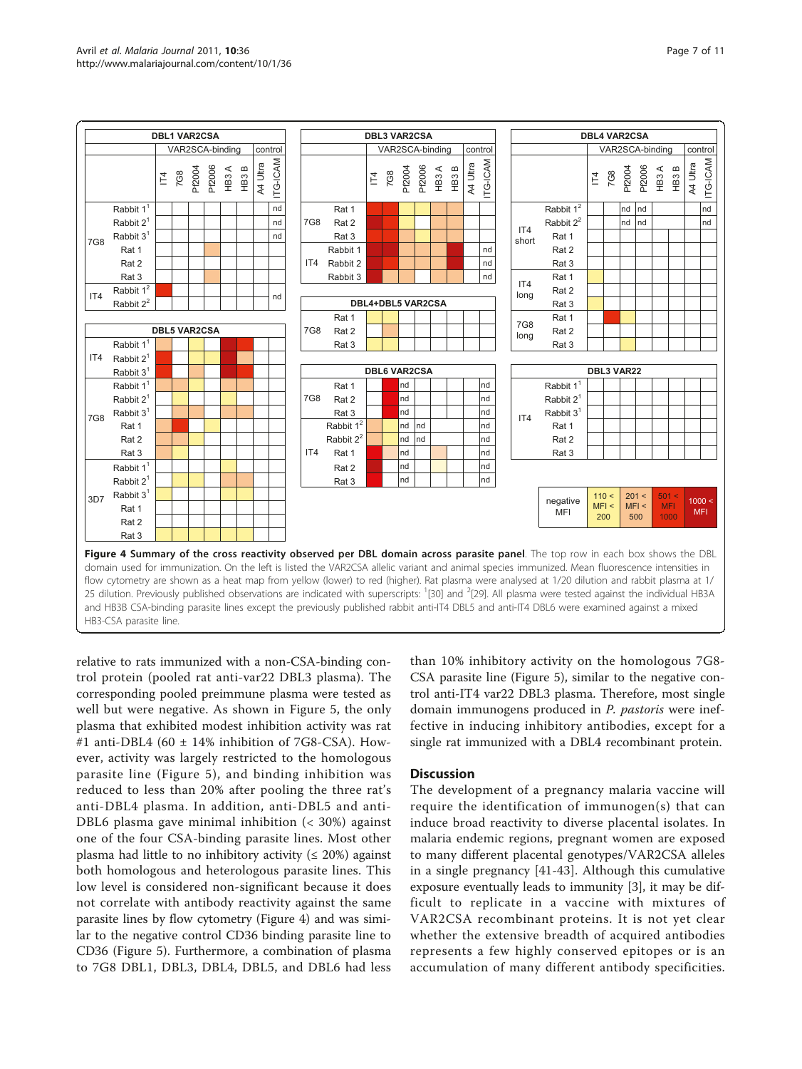**Figure 4 Summary of the cross reactivity observed per DBL domain across parasite panel**. The top row in each box shows the DBL domain used for immunization. On the left is listed the VAR2CSA allelic variant and animal species immunized. Mean fluorescence intensities in flow cytometry are shown as a heat map from yellow (lower) to red (higher). Rat plasma were analysed at 1/20 dilution and rabbit plasma at 1/25 dilution. Previously published observations are indicated with superscripts: [1][30] and [2][29]. All plasma were tested against the individual HB3A and HB3B CSA-binding parasite lines except the previously published rabbit anti-IT4 DBL5 and anti-IT4 DBL6 were examined against a mixed HB3-CSA parasite line.

relative to rats immunized with a non-CSA-binding control protein (pooled rat anti-var22 DBL3 plasma). The corresponding pooled preimmune plasma were tested as well but were negative. As shown in Figure 5, the only plasma that exhibited modest inhibition activity was rat #1 anti-DBL4 (60 ± 14% inhibition of 7G8-CSA). However, activity was largely restricted to the homologous parasite line (Figure 5), and binding inhibition was reduced to less than 20% after pooling the three rat's anti-DBL4 plasma. In addition, anti-DBL5 and anti-DBL6 plasma gave minimal inhibition (< 30%) against one of the four CSA-binding parasite lines. Most other plasma had little to no inhibitory activity (≤ 20%) against both homologous and heterologous parasite lines. This low level is considered non-significant because it does not correlate with antibody reactivity against the same parasite lines by flow cytometry (Figure 4) and was similar to the negative control CD36 binding parasite line to CD36 (Figure 5). Furthermore, a combination of plasma to 7G8 DBL1, DBL3, DBL4, DBL5, and DBL6 had less than 10% inhibitory activity on the homologous 7G8-CSA parasite line (Figure 5), similar to the negative control anti-IT4 var22 DBL3 plasma. Therefore, most single domain immunogens produced in *P. pastoris* were ineffective in inducing inhibitory antibodies, except for a single rat immunized with a DBL4 recombinant protein.

## Discussion

The development of a pregnancy malaria vaccine will require the identification of immunogen(s) that can induce broad reactivity to diverse placental isolates. In malaria endemic regions, pregnant women are exposed to many different placental genotypes/VAR2CSA alleles in a single pregnancy [41-43]. Although this cumulative exposure eventually leads to immunity [3], it may be difficult to replicate in a vaccine with mixtures of VAR2CSA recombinant proteins. It is not yet clear whether the extensive breadth of acquired antibodies represents a few highly conserved epitopes or is an accumulation of many different antibody specificities.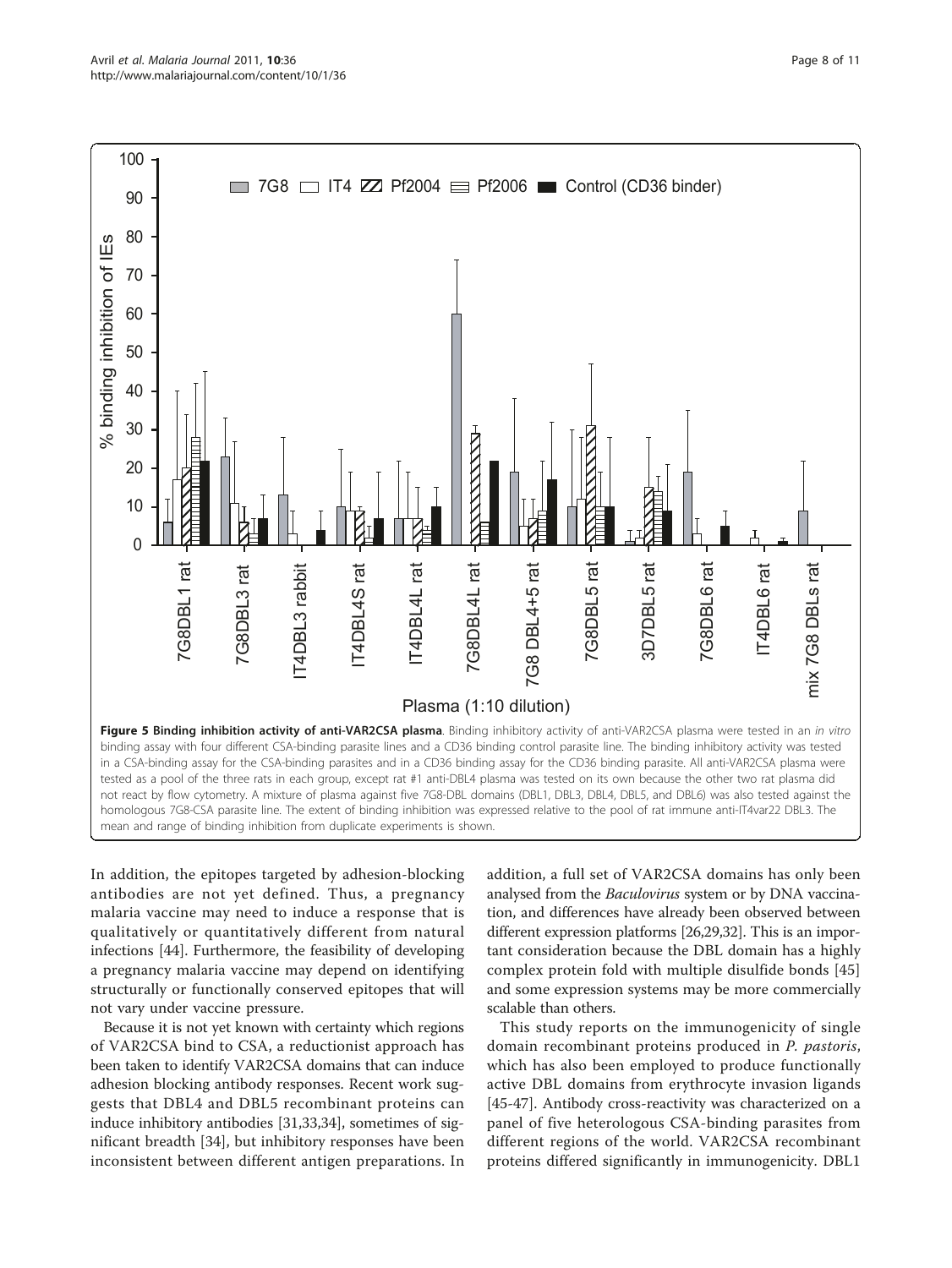**Figure 5 Binding inhibition activity of anti-VAR2CSA plasma**. Binding inhibitory activity of anti-VAR2CSA plasma were tested in an *in vitro* binding assay with four different CSA-binding parasite lines and a CD36 binding control parasite line. The binding inhibitory activity was tested in a CSA-binding assay for the CSA-binding parasites and in a CD36 binding assay for the CD36 binding parasite. All anti-VAR2CSA plasma were tested as a pool of the three rats in each group, except rat #1 anti-DBL4 plasma was tested on its own because the other two rat plasma did not react by flow cytometry. A mixture of plasma against five 7G8-DBL domains (DBL1, DBL3, DBL4, DBL5, and DBL6) was also tested against the homologous 7G8-CSA parasite line. The extent of binding inhibition was expressed relative to the pool of rat immune anti-IT4var22 DBL3. The mean and range of binding inhibition from duplicate experiments is shown.

In addition, the epitopes targeted by adhesion-blocking antibodies are not yet defined. Thus, a pregnancy malaria vaccine may need to induce a response that is qualitatively or quantitatively different from natural infections [44]. Furthermore, the feasibility of developing a pregnancy malaria vaccine may depend on identifying structurally or functionally conserved epitopes that will not vary under vaccine pressure.

Because it is not yet known with certainty which regions of VAR2CSA bind to CSA, a reductionist approach has been taken to identify VAR2CSA domains that can induce adhesion blocking antibody responses. Recent work suggests that DBL4 and DBL5 recombinant proteins can induce inhibitory antibodies [31,33,34], sometimes of significant breadth [34], but inhibitory responses have been inconsistent between different antigen preparations. In addition, a full set of VAR2CSA domains has only been analysed from the *Baculovirus* system or by DNA vaccination, and differences have already been observed between different expression platforms [26,29,32]. This is an important consideration because the DBL domain has a highly complex protein fold with multiple disulfide bonds [45] and some expression systems may be more commercially scalable than others.

This study reports on the immunogenicity of single domain recombinant proteins produced in *P. pastoris*, which has also been employed to produce functionally active DBL domains from erythrocyte invasion ligands [45-47]. Antibody cross-reactivity was characterized on a panel of five heterologous CSA-binding parasites from different regions of the world. VAR2CSA recombinant proteins differed significantly in immunogenicity. DBL1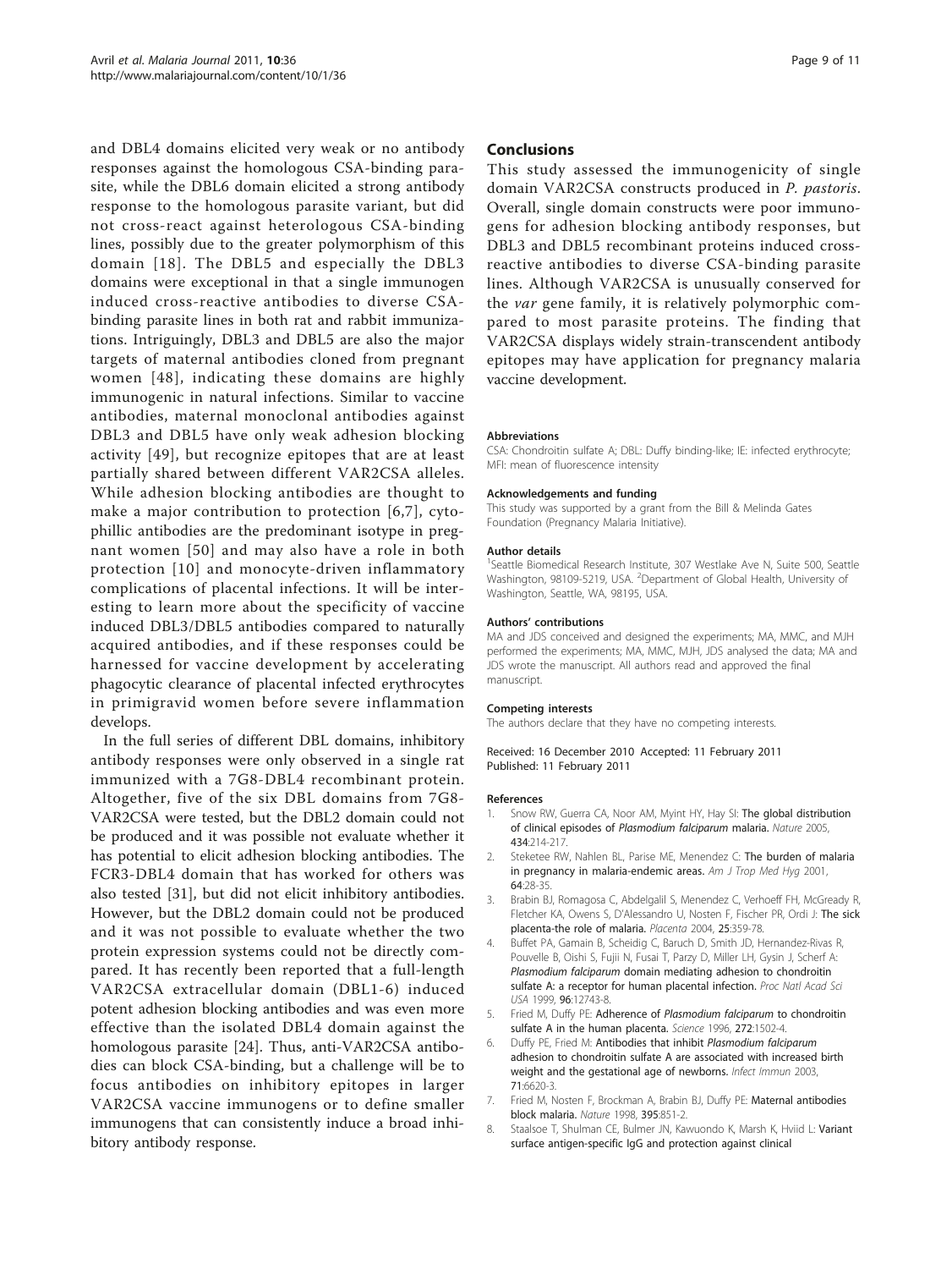and DBL4 domains elicited very weak or no antibody responses against the homologous CSA-binding parasite, while the DBL6 domain elicited a strong antibody response to the homologous parasite variant, but did not cross-react against heterologous CSA-binding lines, possibly due to the greater polymorphism of this domain [18]. The DBL5 and especially the DBL3 domains were exceptional in that a single immunogen induced cross-reactive antibodies to diverse CSA-binding parasite lines in both rat and rabbit immunizations. Intriguingly, DBL3 and DBL5 are also the major targets of maternal antibodies cloned from pregnant women [48], indicating these domains are highly immunogenic in natural infections. Similar to vaccine antibodies, maternal monoclonal antibodies against DBL3 and DBL5 have only weak adhesion blocking activity [49], but recognize epitopes that are at least partially shared between different VAR2CSA alleles. While adhesion blocking antibodies are thought to make a major contribution to protection [6,7], cytophillic antibodies are the predominant isotype in pregnant women [50] and may also have a role in both protection [10] and monocyte-driven inflammatory complications of placental infections. It will be interesting to learn more about the specificity of vaccine induced DBL3/DBL5 antibodies compared to naturally acquired antibodies, and if these responses could be harnessed for vaccine development by accelerating phagocytic clearance of placental infected erythrocytes in primigravid women before severe inflammation develops.

In the full series of different DBL domains, inhibitory antibody responses were only observed in a single rat immunized with a 7G8-DBL4 recombinant protein. Altogether, five of the six DBL domains from 7G8-VAR2CSA were tested, but the DBL2 domain could not be produced and it was possible not evaluate whether it has potential to elicit adhesion blocking antibodies. The FCR3-DBL4 domain that has worked for others was also tested [31], but did not elicit inhibitory antibodies. However, but the DBL2 domain could not be produced and it was not possible to evaluate whether the two protein expression systems could not be directly compared. It has recently been reported that a full-length VAR2CSA extracellular domain (DBL1-6) induced potent adhesion blocking antibodies and was even more effective than the isolated DBL4 domain against the homologous parasite [24]. Thus, anti-VAR2CSA antibodies can block CSA-binding, but a challenge will be to focus antibodies on inhibitory epitopes in larger VAR2CSA vaccine immunogens or to define smaller immunogens that can consistently induce a broad inhibitory antibody response.

## Conclusions

This study assessed the immunogenicity of single domain VAR2CSA constructs produced in *P. pastoris*. Overall, single domain constructs were poor immunogens for adhesion blocking antibody responses, but DBL3 and DBL5 recombinant proteins induced cross-reactive antibodies to diverse CSA-binding parasite lines. Although VAR2CSA is unusually conserved for the *var* gene family, it is relatively polymorphic compared to most parasite proteins. The finding that VAR2CSA displays widely strain-transcendent antibody epitopes may have application for pregnancy malaria vaccine development.

#### Abbreviations

CSA: Chondroitin sulfate A; DBL: Duffy binding-like; IE: infected erythrocyte; MFI: mean of fluorescence intensity

#### Acknowledgements and funding

This study was supported by a grant from the Bill & Melinda Gates Foundation (Pregnancy Malaria Initiative).

#### Author details

[1]Seattle Biomedical Research Institute, 307 Westlake Ave N, Suite 500, Seattle Washington, 98109-5219, USA. [2]Department of Global Health, University of Washington, Seattle, WA, 98195, USA.

#### Authors' contributions

MA and JDS conceived and designed the experiments; MA, MMC, and MJH performed the experiments; MA, MMC, MJH, JDS analysed the data; MA and JDS wrote the manuscript. All authors read and approved the final manuscript.

#### Competing interests

The authors declare that they have no competing interests.

Received: 16 December 2010 Accepted: 11 February 2011
Published: 11 February 2011

#### References

1. Snow RW, Guerra CA, Noor AM, Myint HY, Hay SI: **The global distribution of clinical episodes of *Plasmodium falciparum* malaria.** *Nature* 2005, **434**:214-217.
2. Steketee RW, Nahlen BL, Parise ME, Menendez C: **The burden of malaria in pregnancy in malaria-endemic areas.** *Am J Trop Med Hyg* 2001, **64**:28-35.
3. Brabin BJ, Romagosa C, Abdelgalil S, Menendez C, Verhoeff FH, McGready R, Fletcher KA, Owens S, D'Alessandro U, Nosten F, Fischer PR, Ordi J: **The sick placenta-the role of malaria.** *Placenta* 2004, **25**:359-78.
4. Buffet PA, Gamain B, Scheidig C, Baruch D, Smith JD, Hernandez-Rivas R, Pouvelle B, Oishi S, Fujii N, Fusai T, Parzy D, Miller LH, Gysin J, Scherf A: ***Plasmodium falciparum* domain mediating adhesion to chondroitin sulfate A: a receptor for human placental infection.** *Proc Natl Acad Sci USA* 1999, **96**:12743-8.
5. Fried M, Duffy PE: **Adherence of *Plasmodium falciparum* to chondroitin sulfate A in the human placenta.** *Science* 1996, **272**:1502-4.
6. Duffy PE, Fried M: **Antibodies that inhibit *Plasmodium falciparum* adhesion to chondroitin sulfate A are associated with increased birth weight and the gestational age of newborns.** *Infect Immun* 2003, **71**:6620-3.
7. Fried M, Nosten F, Brockman A, Brabin BJ, Duffy PE: **Maternal antibodies block malaria.** *Nature* 1998, **395**:851-2.
8. Staalsoe T, Shulman CE, Bulmer JN, Kawuondo K, Marsh K, Hviid L: **Variant surface antigen-specific IgG and protection against clinical**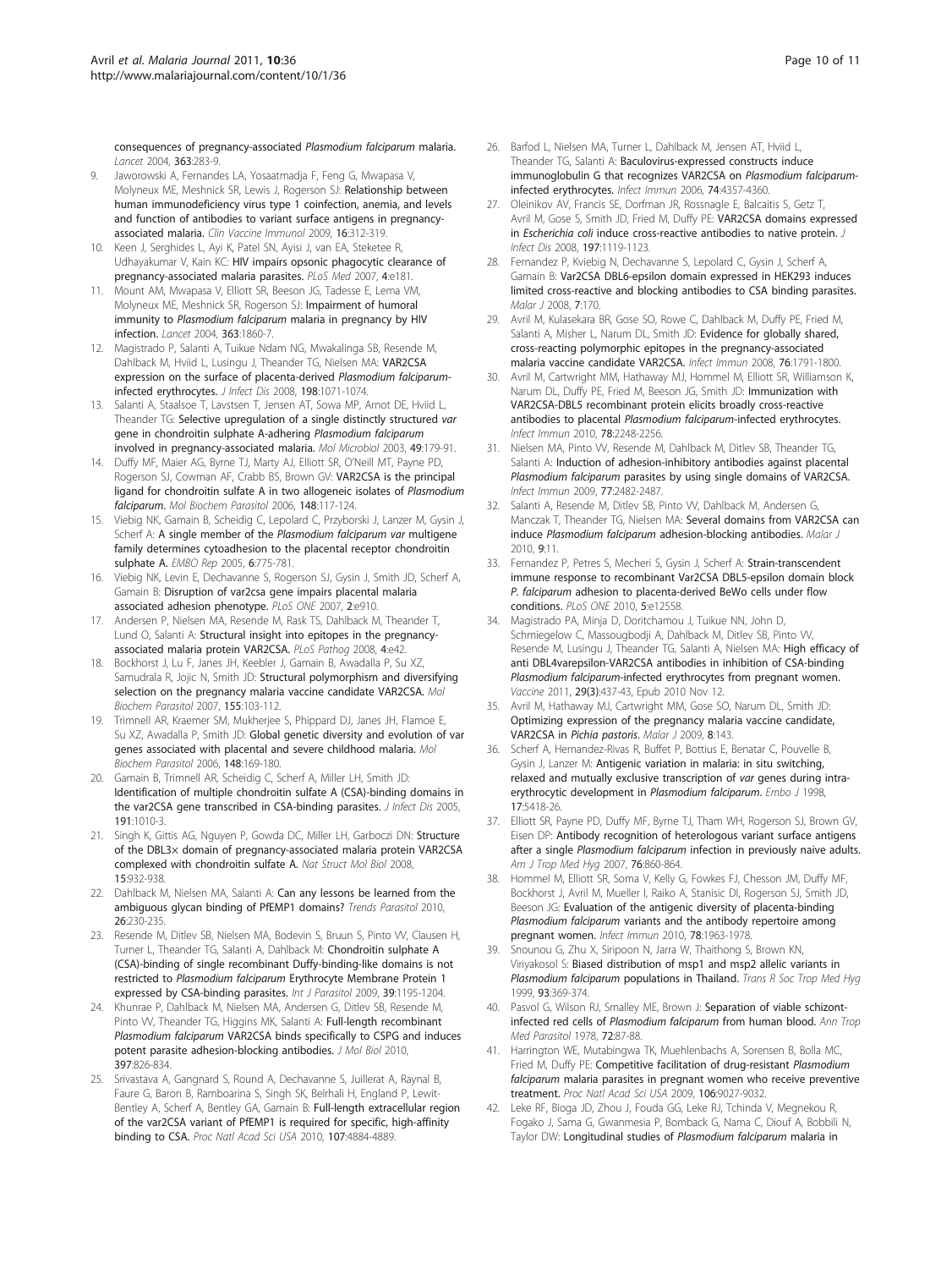consequences of pregnancy-associated *Plasmodium falciparum* malaria. *Lancet* 2004, 363:283-9.

9. Jaworowski A, Fernandes LA, Yosaatmadja F, Feng G, Mwapasa V, Molyneux ME, Meshnick SR, Lewis J, Rogerson SJ: Relationship between human immunodeficiency virus type 1 coinfection, anemia, and levels and function of antibodies to variant surface antigens in pregnancy-associated malaria. *Clin Vaccine Immunol* 2009, 16:312-319.
10. Keen J, Serghides L, Ayi K, Patel SN, Ayisi J, van EA, Steketee R, Udhayakumar V, Kain KC: HIV impairs opsonic phagocytic clearance of pregnancy-associated malaria parasites. *PLoS Med* 2007, 4:e181.
11. Mount AM, Mwapasa V, Elliott SR, Beeson JG, Tadesse E, Lema VM, Molyneux ME, Meshnick SR, Rogerson SJ: Impairment of humoral immunity to *Plasmodium falciparum* malaria in pregnancy by HIV infection. *Lancet* 2004, 363:1860-7.
12. Magistrado P, Salanti A, Tuikue Ndam NG, Mwakalinga SB, Resende M, Dahlback M, Hviid L, Lusingu J, Theander TG, Nielsen MA: VAR2CSA expression on the surface of placenta-derived *Plasmodium falciparum*-infected erythrocytes. *J Infect Dis* 2008, 198:1071-1074.
13. Salanti A, Staalsoe T, Lavstsen T, Jensen AT, Sowa MP, Arnot DE, Hviid L, Theander TG: Selective upregulation of a single distinctly structured *var* gene in chondroitin sulphate A-adhering *Plasmodium falciparum* involved in pregnancy-associated malaria. *Mol Microbiol* 2003, 49:179-91.
14. Duffy MF, Maier AG, Byrne TJ, Marty AJ, Elliott SR, O'Neill MT, Payne PD, Rogerson SJ, Cowman AF, Crabb BS, Brown GV: VAR2CSA is the principal ligand for chondroitin sulfate A in two allogeneic isolates of *Plasmodium falciparum*. *Mol Biochem Parasitol* 2006, 148:117-124.
15. Viebig NK, Gamain B, Scheidig C, Lepolard C, Przyborski J, Lanzer M, Gysin J, Scherf A: A single member of the *Plasmodium falciparum var* multigene family determines cytoadhesion to the placental receptor chondroitin sulphate A. *EMBO Rep* 2005, 6:775-781.
16. Viebig NK, Levin E, Dechavanne S, Rogerson SJ, Gysin J, Smith JD, Scherf A, Gamain B: Disruption of var2csa gene impairs placental malaria associated adhesion phenotype. *PLoS ONE* 2007, 2:e910.
17. Andersen P, Nielsen MA, Resende M, Rask TS, Dahlback M, Theander T, Lund O, Salanti A: Structural insight into epitopes in the pregnancy-associated malaria protein VAR2CSA. *PLoS Pathog* 2008, 4:e42.
18. Bockhorst J, Lu F, Janes JH, Keebler J, Gamain B, Awadalla P, Su XZ, Samudrala R, Jojic N, Smith JD: Structural polymorphism and diversifying selection on the pregnancy malaria vaccine candidate VAR2CSA. *Mol Biochem Parasitol* 2007, 155:103-112.
19. Trimnell AR, Kraemer SM, Mukherjee S, Phippard DJ, Janes JH, Flamoe E, Su XZ, Awadalla P, Smith JD: Global genetic diversity and evolution of var genes associated with placental and severe childhood malaria. *Mol Biochem Parasitol* 2006, 148:169-180.
20. Gamain B, Trimnell AR, Scheidig C, Scherf A, Miller LH, Smith JD: Identification of multiple chondroitin sulfate A (CSA)-binding domains in the var2CSA gene transcribed in CSA-binding parasites. *J Infect Dis* 2005, 191:1010-3.
21. Singh K, Gittis AG, Nguyen P, Gowda DC, Miller LH, Garboczi DN: Structure of the DBL3× domain of pregnancy-associated malaria protein VAR2CSA complexed with chondroitin sulfate A. *Nat Struct Mol Biol* 2008, 15:932-938.
22. Dahlback M, Nielsen MA, Salanti A: Can any lessons be learned from the ambiguous glycan binding of PfEMP1 domains? *Trends Parasitol* 2010, 26:230-235.
23. Resende M, Ditlev SB, Nielsen MA, Bodevin S, Bruun S, Pinto VV, Clausen H, Turner L, Theander TG, Salanti A, Dahlback M: Chondroitin sulphate A (CSA)-binding of single recombinant Duffy-binding-like domains is not restricted to *Plasmodium falciparum* Erythrocyte Membrane Protein 1 expressed by CSA-binding parasites. *Int J Parasitol* 2009, 39:1195-1204.
24. Khunrae P, Dahlback M, Nielsen MA, Andersen G, Ditlev SB, Resende M, Pinto VV, Theander TG, Higgins MK, Salanti A: Full-length recombinant *Plasmodium falciparum* VAR2CSA binds specifically to CSPG and induces potent parasite adhesion-blocking antibodies. *J Mol Biol* 2010, 397:826-834.
25. Srivastava A, Gangnard S, Round A, Dechavanne S, Juillerat A, Raynal B, Faure G, Baron B, Ramboarina S, Singh SK, Belrhali H, England P, Lewit-Bentley A, Scherf A, Bentley GA, Gamain B: Full-length extracellular region of the var2CSA variant of PfEMP1 is required for specific, high-affinity binding to CSA. *Proc Natl Acad Sci USA* 2010, 107:4884-4889.
26. Barfod L, Nielsen MA, Turner L, Dahlback M, Jensen AT, Hviid L, Theander TG, Salanti A: Baculovirus-expressed constructs induce immunoglobulin G that recognizes VAR2CSA on *Plasmodium falciparum*-infected erythrocytes. *Infect Immun* 2006, 74:4357-4360.
27. Oleinikov AV, Francis SE, Dorfman JR, Rossnagle E, Balcaitis S, Getz T, Avril M, Gose S, Smith JD, Fried M, Duffy PE: VAR2CSA domains expressed in *Escherichia coli* induce cross-reactive antibodies to native protein. *J Infect Dis* 2008, 197:1119-1123.
28. Fernandez P, Viebig N, Dechavanne S, Lepolard C, Gysin J, Scherf A, Gamain B: Var2CSA DBL6-epsilon domain expressed in HEK293 induces limited cross-reactive and blocking antibodies to CSA binding parasites. *Malar J* 2008, 7:170.
29. Avril M, Kulasekara BR, Gose SO, Rowe C, Dahlback M, Duffy PE, Fried M, Salanti A, Misher L, Narum DL, Smith JD: Evidence for globally shared, cross-reacting polymorphic epitopes in the pregnancy-associated malaria vaccine candidate VAR2CSA. *Infect Immun* 2008, 76:1791-1800.
30. Avril M, Cartwright MM, Hathaway MJ, Hommel M, Elliott SR, Williamson K, Narum DL, Duffy PE, Fried M, Beeson JG, Smith JD: Immunization with VAR2CSA-DBL5 recombinant protein elicits broadly cross-reactive antibodies to placental *Plasmodium falciparum*-infected erythrocytes. *Infect Immun* 2010, 78:2248-2256.
31. Nielsen MA, Pinto VV, Resende M, Dahlback M, Ditlev SB, Theander TG, Salanti A: Induction of adhesion-inhibitory antibodies against placental *Plasmodium falciparum* parasites by using single domains of VAR2CSA. *Infect Immun* 2009, 77:2482-2487.
32. Salanti A, Resende M, Ditlev SB, Pinto VV, Dahlback M, Andersen G, Manczak T, Theander TG, Nielsen MA: Several domains from VAR2CSA can induce *Plasmodium falciparum* adhesion-blocking antibodies. *Malar J* 2010, 9:11.
33. Fernandez P, Petres S, Mecheri S, Gysin J, Scherf A: Strain-transcendent immune response to recombinant Var2CSA DBL5-epsilon domain block *P. falciparum* adhesion to placenta-derived BeWo cells under flow conditions. *PLoS ONE* 2010, 5:e12558.
34. Magistrado PA, Minja D, Doritchamou J, Tuikue NN, John D, Schmiegelow C, Massougbodji A, Dahlback M, Ditlev SB, Pinto VV, Resende M, Lusingu J, Theander TG, Salanti A, Nielsen MA: High efficacy of anti DBL4varepsilon-VAR2CSA antibodies in inhibition of CSA-binding *Plasmodium falciparum*-infected erythrocytes from pregnant women. *Vaccine* 2011, 29(3):437-43, Epub 2010 Nov 12.
35. Avril M, Hathaway MJ, Cartwright MM, Gose SO, Narum DL, Smith JD: Optimizing expression of the pregnancy malaria vaccine candidate, VAR2CSA in *Pichia pastoris*. *Malar J* 2009, 8:143.
36. Scherf A, Hernandez-Rivas R, Buffet P, Bottius E, Benatar C, Pouvelle B, Gysin J, Lanzer M: Antigenic variation in malaria: in situ switching, relaxed and mutually exclusive transcription of *var* genes during intra-erythrocytic development in *Plasmodium falciparum*. *Embo J* 1998, 17:5418-26.
37. Elliott SR, Payne PD, Duffy MF, Byrne TJ, Tham WH, Rogerson SJ, Brown GV, Eisen DP: Antibody recognition of heterologous variant surface antigens after a single *Plasmodium falciparum* infection in previously naive adults. *Am J Trop Med Hyg* 2007, 76:860-864.
38. Hommel M, Elliott SR, Soma V, Kelly G, Fowkes FJ, Chesson JM, Duffy MF, Bockhorst J, Avril M, Mueller I, Raiko A, Stanisic DI, Rogerson SJ, Smith JD, Beeson JG: Evaluation of the antigenic diversity of placenta-binding *Plasmodium falciparum* variants and the antibody repertoire among pregnant women. *Infect Immun* 2010, 78:1963-1978.
39. Snounou G, Zhu X, Siripoon N, Jarra W, Thaithong S, Brown KN, Viriyakosol S: Biased distribution of msp1 and msp2 allelic variants in *Plasmodium falciparum* populations in Thailand. *Trans R Soc Trop Med Hyg* 1999, 93:369-374.
40. Pasvol G, Wilson RJ, Smalley ME, Brown J: Separation of viable schizont-infected red cells of *Plasmodium falciparum* from human blood. *Ann Trop Med Parasitol* 1978, 72:87-88.
41. Harrington WE, Mutabingwa TK, Muehlenbachs A, Sorensen B, Bolla MC, Fried M, Duffy PE: Competitive facilitation of drug-resistant *Plasmodium falciparum* malaria parasites in pregnant women who receive preventive treatment. *Proc Natl Acad Sci USA* 2009, 106:9027-9032.
42. Leke RF, Bioga JD, Zhou J, Fouda GG, Leke RJ, Tchinda V, Megnekou R, Fogako J, Sama G, Gwanmesia P, Bomback G, Nama C, Diouf A, Bobbili N, Taylor DW: Longitudinal studies of *Plasmodium falciparum* malaria in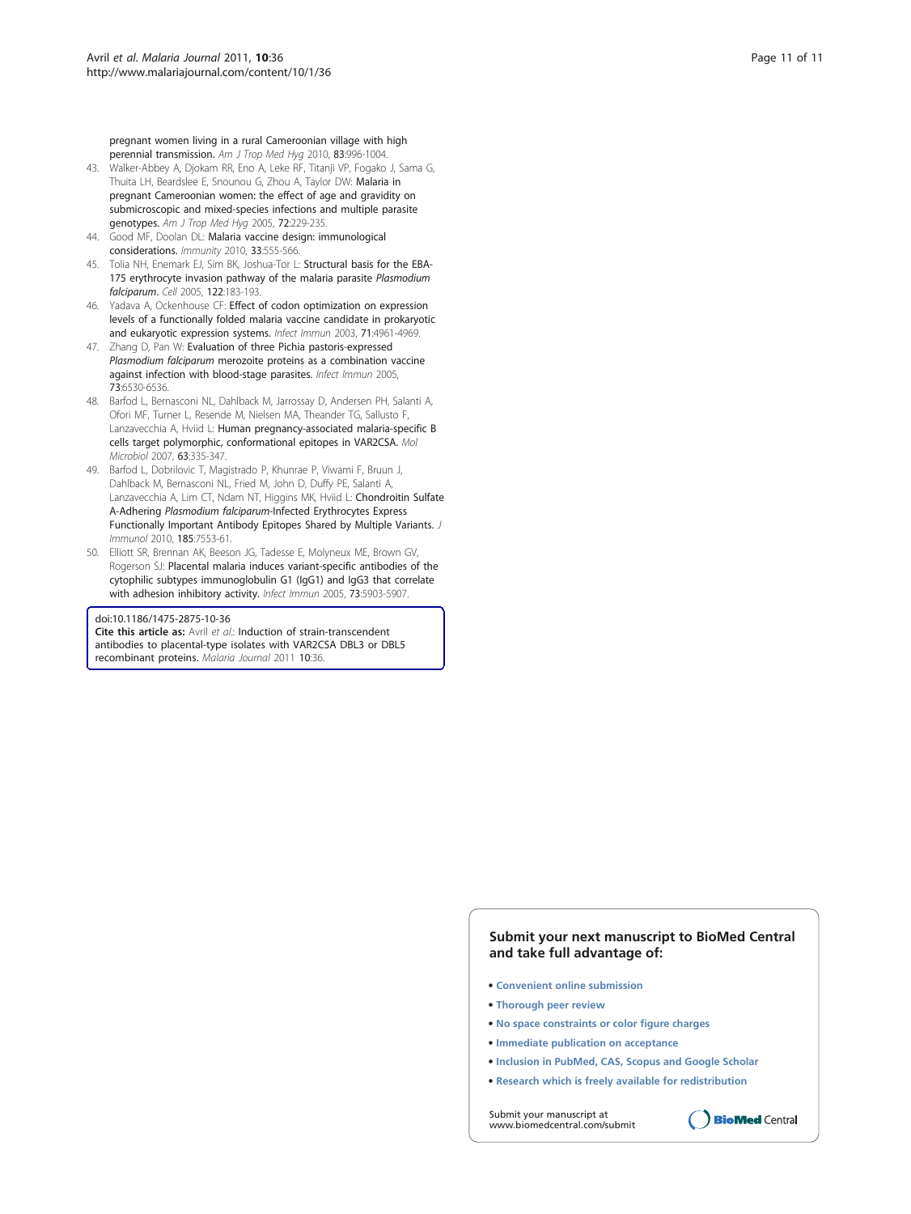pregnant women living in a rural Cameroonian village with high perennial transmission. *Am J Trop Med Hyg* 2010, **83**:996-1004.

43. Walker-Abbey A, Djokam RR, Eno A, Leke RF, Titanji VP, Fogako J, Sama G, Thuita LH, Beardslee E, Snounou G, Zhou A, Taylor DW: **Malaria in pregnant Cameroonian women: the effect of age and gravidity on submicroscopic and mixed-species infections and multiple parasite genotypes.** *Am J Trop Med Hyg* 2005, **72**:229-235.
44. Good MF, Doolan DL: **Malaria vaccine design: immunological considerations.** *Immunity* 2010, **33**:555-566.
45. Tolia NH, Enemark EJ, Sim BK, Joshua-Tor L: **Structural basis for the EBA-175 erythrocyte invasion pathway of the malaria parasite *Plasmodium falciparum*.** *Cell* 2005, **122**:183-193.
46. Yadava A, Ockenhouse CF: **Effect of codon optimization on expression levels of a functionally folded malaria vaccine candidate in prokaryotic and eukaryotic expression systems.** *Infect Immun* 2003, **71**:4961-4969.
47. Zhang D, Pan W: **Evaluation of three Pichia pastoris-expressed *Plasmodium falciparum* merozoite proteins as a combination vaccine against infection with blood-stage parasites.** *Infect Immun* 2005, **73**:6530-6536.
48. Barfod L, Bernasconi NL, Dahlback M, Jarrossay D, Andersen PH, Salanti A, Ofori MF, Turner L, Resende M, Nielsen MA, Theander TG, Sallusto F, Lanzavecchia A, Hviid L: **Human pregnancy-associated malaria-specific B cells target polymorphic, conformational epitopes in VAR2CSA.** *Mol Microbiol* 2007, **63**:335-347.
49. Barfod L, Dobrilovic T, Magistrado P, Khunrae P, Viwami F, Bruun J, Dahlback M, Bernasconi NL, Fried M, John D, Duffy PE, Salanti A, Lanzavecchia A, Lim CT, Ndam NT, Higgins MK, Hviid L: **Chondroitin Sulfate A-Adhering *Plasmodium falciparum*-Infected Erythrocytes Express Functionally Important Antibody Epitopes Shared by Multiple Variants.** *J Immunol* 2010, **185**:7553-61.
50. Elliott SR, Brennan AK, Beeson JG, Tadesse E, Molyneux ME, Brown GV, Rogerson SJ: **Placental malaria induces variant-specific antibodies of the cytophilic subtypes immunoglobulin G1 (IgG1) and IgG3 that correlate with adhesion inhibitory activity.** *Infect Immun* 2005, **73**:5903-5907.

doi:10.1186/1475-2875-10-36
**Cite this article as:** Avril *et al.*: Induction of strain-transcendent antibodies to placental-type isolates with VAR2CSA DBL3 or DBL5 recombinant proteins. *Malaria Journal* 2011 **10**:36.

**Submit your next manuscript to BioMed Central and take full advantage of:**

- Convenient online submission
- Thorough peer review
- No space constraints or color figure charges
- Immediate publication on acceptance
- Inclusion in PubMed, CAS, Scopus and Google Scholar
- Research which is freely available for redistribution

Submit your manuscript at www.biomedcentral.com/submit

BioMed Central